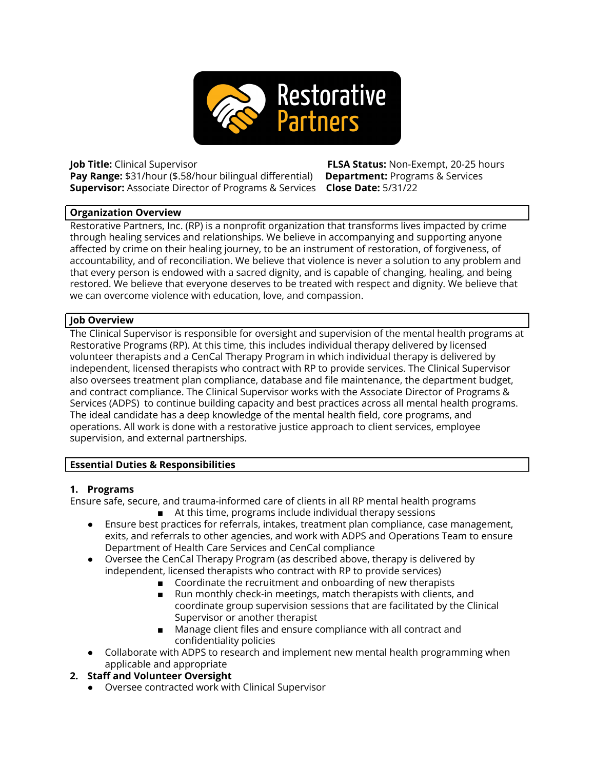**Job Title:** Clinical Supervisor
**Pay Range:** $31/hour ($.58/hour bilingual differential)
**Supervisor:** Associate Director of Programs & Services
**FLSA Status:** Non-Exempt, 20-25 hours
**Department:** Programs & Services
**Close Date:** 5/31/22

## Organization Overview

Restorative Partners, Inc. (RP) is a nonprofit organization that transforms lives impacted by crime through healing services and relationships. We believe in accompanying and supporting anyone affected by crime on their healing journey, to be an instrument of restoration, of forgiveness, of accountability, and of reconciliation. We believe that violence is never a solution to any problem and that every person is endowed with a sacred dignity, and is capable of changing, healing, and being restored. We believe that everyone deserves to be treated with respect and dignity. We believe that we can overcome violence with education, love, and compassion.

## Job Overview

The Clinical Supervisor is responsible for oversight and supervision of the mental health programs at Restorative Programs (RP). At this time, this includes individual therapy delivered by licensed volunteer therapists and a CenCal Therapy Program in which individual therapy is delivered by independent, licensed therapists who contract with RP to provide services. The Clinical Supervisor also oversees treatment plan compliance, database and file maintenance, the department budget, and contract compliance. The Clinical Supervisor works with the Associate Director of Programs & Services (ADPS) to continue building capacity and best practices across all mental health programs. The ideal candidate has a deep knowledge of the mental health field, core programs, and operations. All work is done with a restorative justice approach to client services, employee supervision, and external partnerships.

## Essential Duties & Responsibilities

1. **Programs**

Ensure safe, secure, and trauma-informed care of clients in all RP mental health programs

- At this time, programs include individual therapy sessions

- Ensure best practices for referrals, intakes, treatment plan compliance, case management, exits, and referrals to other agencies, and work with ADPS and Operations Team to ensure Department of Health Care Services and CenCal compliance
- Oversee the CenCal Therapy Program (as described above, therapy is delivered by independent, licensed therapists who contract with RP to provide services)
  - Coordinate the recruitment and onboarding of new therapists
  - Run monthly check-in meetings, match therapists with clients, and coordinate group supervision sessions that are facilitated by the Clinical Supervisor or another therapist
  - Manage client files and ensure compliance with all contract and confidentiality policies
- Collaborate with ADPS to research and implement new mental health programming when applicable and appropriate

2. **Staff and Volunteer Oversight**
   - Oversee contracted work with Clinical Supervisor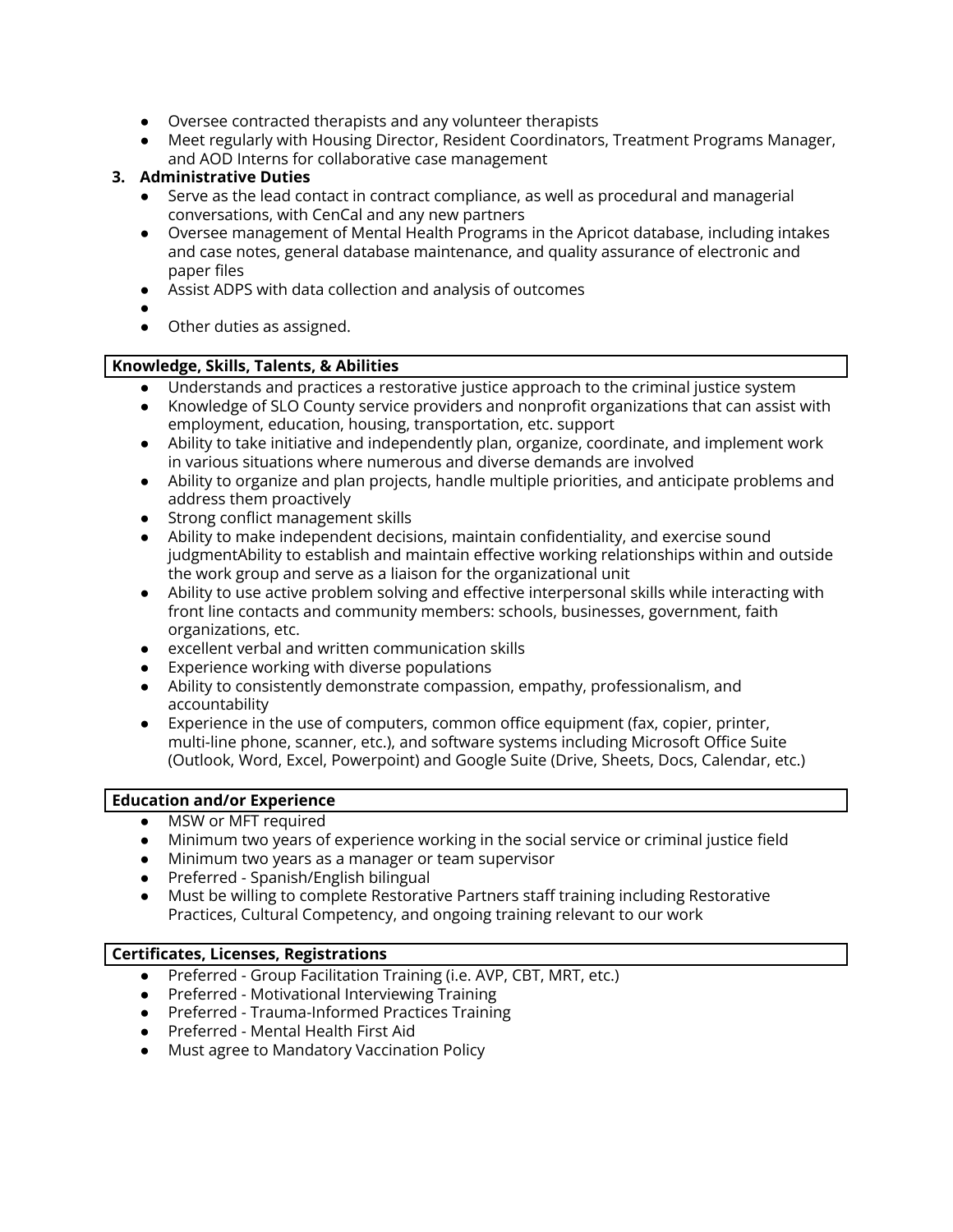- Oversee contracted therapists and any volunteer therapists
- Meet regularly with Housing Director, Resident Coordinators, Treatment Programs Manager, and AOD Interns for collaborative case management

3. **Administrative Duties**
   - Serve as the lead contact in contract compliance, as well as procedural and managerial conversations, with CenCal and any new partners
   - Oversee management of Mental Health Programs in the Apricot database, including intakes and case notes, general database maintenance, and quality assurance of electronic and paper files
   - Assist ADPS with data collection and analysis of outcomes
   - 
   - Other duties as assigned.

**Knowledge, Skills, Talents, & Abilities**

- Understands and practices a restorative justice approach to the criminal justice system
- Knowledge of SLO County service providers and nonprofit organizations that can assist with employment, education, housing, transportation, etc. support
- Ability to take initiative and independently plan, organize, coordinate, and implement work in various situations where numerous and diverse demands are involved
- Ability to organize and plan projects, handle multiple priorities, and anticipate problems and address them proactively
- Strong conflict management skills
- Ability to make independent decisions, maintain confidentiality, and exercise sound judgmentAbility to establish and maintain effective working relationships within and outside the work group and serve as a liaison for the organizational unit
- Ability to use active problem solving and effective interpersonal skills while interacting with front line contacts and community members: schools, businesses, government, faith organizations, etc.
- excellent verbal and written communication skills
- Experience working with diverse populations
- Ability to consistently demonstrate compassion, empathy, professionalism, and accountability
- Experience in the use of computers, common office equipment (fax, copier, printer, multi-line phone, scanner, etc.), and software systems including Microsoft Office Suite (Outlook, Word, Excel, Powerpoint) and Google Suite (Drive, Sheets, Docs, Calendar, etc.)

**Education and/or Experience**

- MSW or MFT required
- Minimum two years of experience working in the social service or criminal justice field
- Minimum two years as a manager or team supervisor
- Preferred - Spanish/English bilingual
- Must be willing to complete Restorative Partners staff training including Restorative Practices, Cultural Competency, and ongoing training relevant to our work

**Certificates, Licenses, Registrations**

- Preferred - Group Facilitation Training (i.e. AVP, CBT, MRT, etc.)
- Preferred - Motivational Interviewing Training
- Preferred - Trauma-Informed Practices Training
- Preferred - Mental Health First Aid
- Must agree to Mandatory Vaccination Policy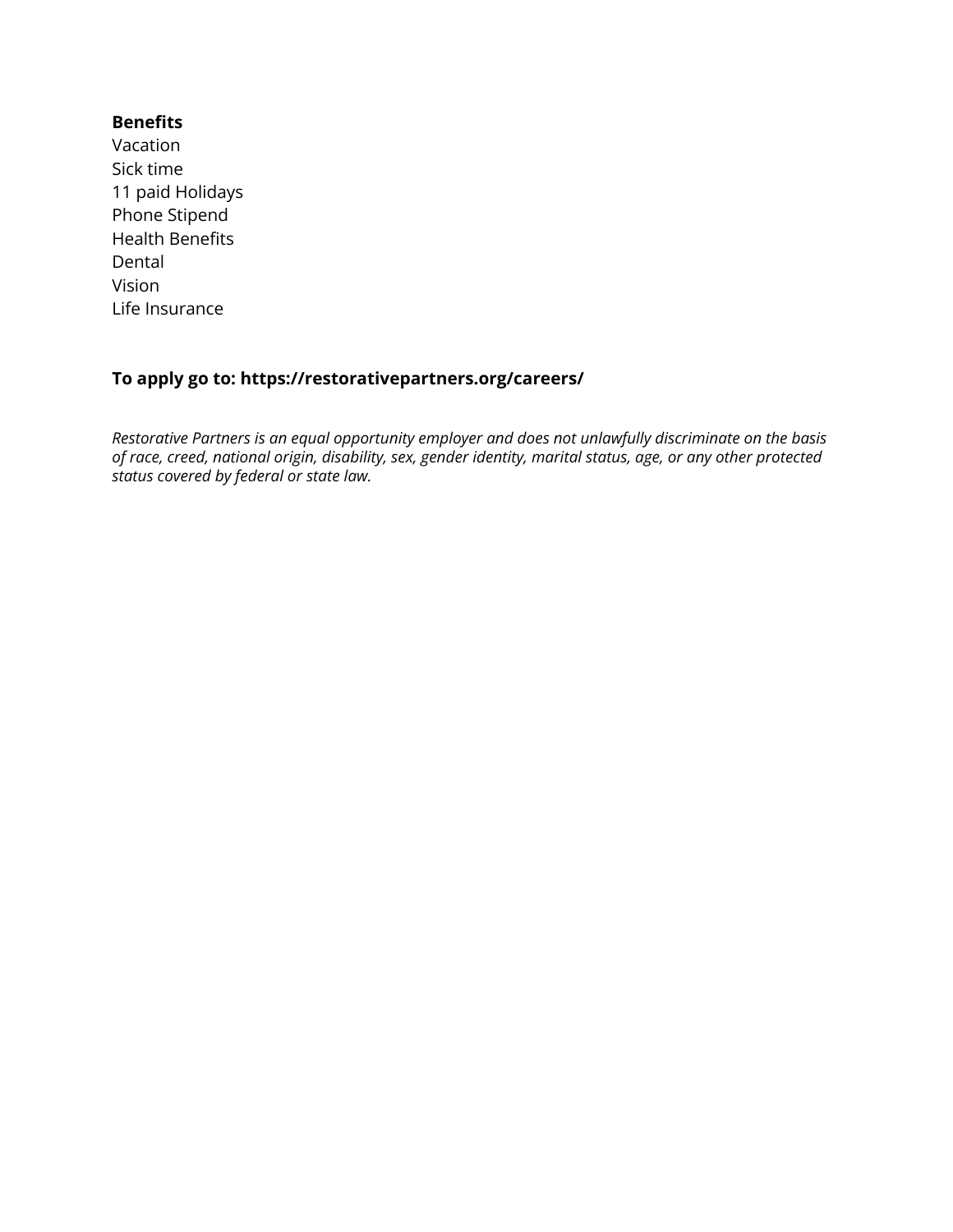**Benefits**

Vacation
Sick time
11 paid Holidays
Phone Stipend
Health Benefits
Dental
Vision
Life Insurance

**To apply go to: https://restorativepartners.org/careers/**

*Restorative Partners is an equal opportunity employer and does not unlawfully discriminate on the basis of race, creed, national origin, disability, sex, gender identity, marital status, age, or any other protected status covered by federal or state law.*